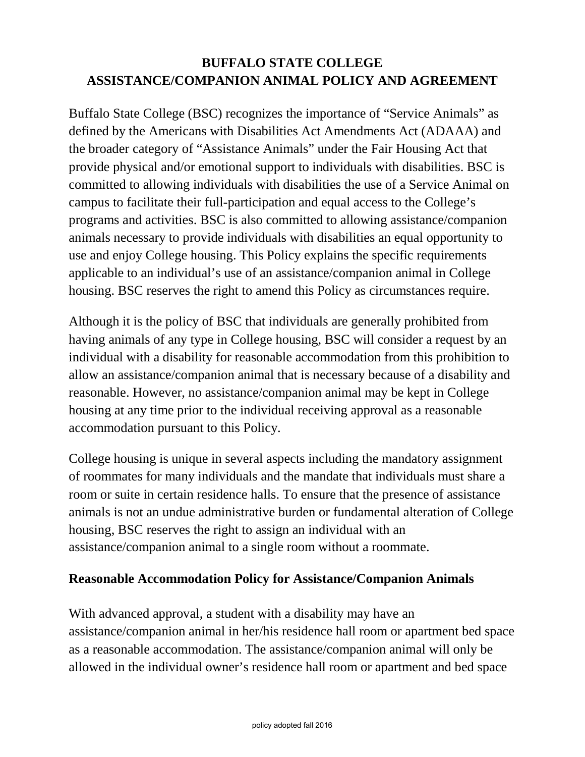# BUFFALO STATE COLLEGE
# ASSISTANCE/COMPANION ANIMAL POLICY AND AGREEMENT

Buffalo State College (BSC) recognizes the importance of "Service Animals" as defined by the Americans with Disabilities Act Amendments Act (ADAAA) and the broader category of "Assistance Animals" under the Fair Housing Act that provide physical and/or emotional support to individuals with disabilities. BSC is committed to allowing individuals with disabilities the use of a Service Animal on campus to facilitate their full-participation and equal access to the College's programs and activities. BSC is also committed to allowing assistance/companion animals necessary to provide individuals with disabilities an equal opportunity to use and enjoy College housing. This Policy explains the specific requirements applicable to an individual's use of an assistance/companion animal in College housing. BSC reserves the right to amend this Policy as circumstances require.

Although it is the policy of BSC that individuals are generally prohibited from having animals of any type in College housing, BSC will consider a request by an individual with a disability for reasonable accommodation from this prohibition to allow an assistance/companion animal that is necessary because of a disability and reasonable. However, no assistance/companion animal may be kept in College housing at any time prior to the individual receiving approval as a reasonable accommodation pursuant to this Policy.

College housing is unique in several aspects including the mandatory assignment of roommates for many individuals and the mandate that individuals must share a room or suite in certain residence halls. To ensure that the presence of assistance animals is not an undue administrative burden or fundamental alteration of College housing, BSC reserves the right to assign an individual with an assistance/companion animal to a single room without a roommate.

## Reasonable Accommodation Policy for Assistance/Companion Animals

With advanced approval, a student with a disability may have an assistance/companion animal in her/his residence hall room or apartment bed space as a reasonable accommodation. The assistance/companion animal will only be allowed in the individual owner's residence hall room or apartment and bed space

policy adopted fall 2016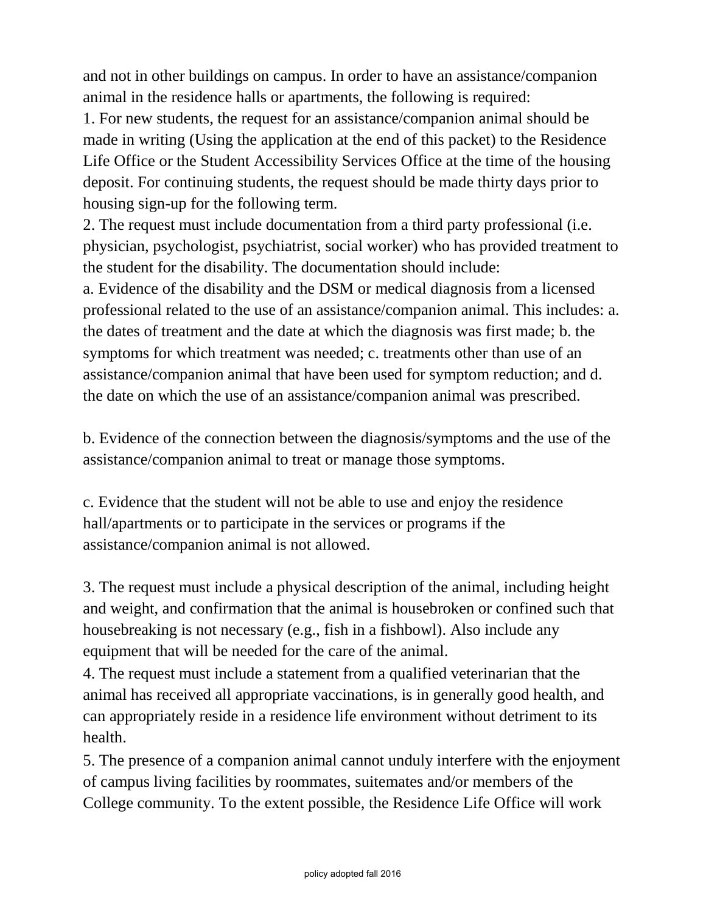and not in other buildings on campus. In order to have an assistance/companion animal in the residence halls or apartments, the following is required:

1. For new students, the request for an assistance/companion animal should be made in writing (Using the application at the end of this packet) to the Residence Life Office or the Student Accessibility Services Office at the time of the housing deposit. For continuing students, the request should be made thirty days prior to housing sign-up for the following term.
2. The request must include documentation from a third party professional (i.e. physician, psychologist, psychiatrist, social worker) who has provided treatment to the student for the disability. The documentation should include:

a. Evidence of the disability and the DSM or medical diagnosis from a licensed professional related to the use of an assistance/companion animal. This includes: a. the dates of treatment and the date at which the diagnosis was first made; b. the symptoms for which treatment was needed; c. treatments other than use of an assistance/companion animal that have been used for symptom reduction; and d. the date on which the use of an assistance/companion animal was prescribed.

b. Evidence of the connection between the diagnosis/symptoms and the use of the assistance/companion animal to treat or manage those symptoms.

c. Evidence that the student will not be able to use and enjoy the residence hall/apartments or to participate in the services or programs if the assistance/companion animal is not allowed.

3. The request must include a physical description of the animal, including height and weight, and confirmation that the animal is housebroken or confined such that housebreaking is not necessary (e.g., fish in a fishbowl). Also include any equipment that will be needed for the care of the animal.
4. The request must include a statement from a qualified veterinarian that the animal has received all appropriate vaccinations, is in generally good health, and can appropriately reside in a residence life environment without detriment to its health.
5. The presence of a companion animal cannot unduly interfere with the enjoyment of campus living facilities by roommates, suitemates and/or members of the College community. To the extent possible, the Residence Life Office will work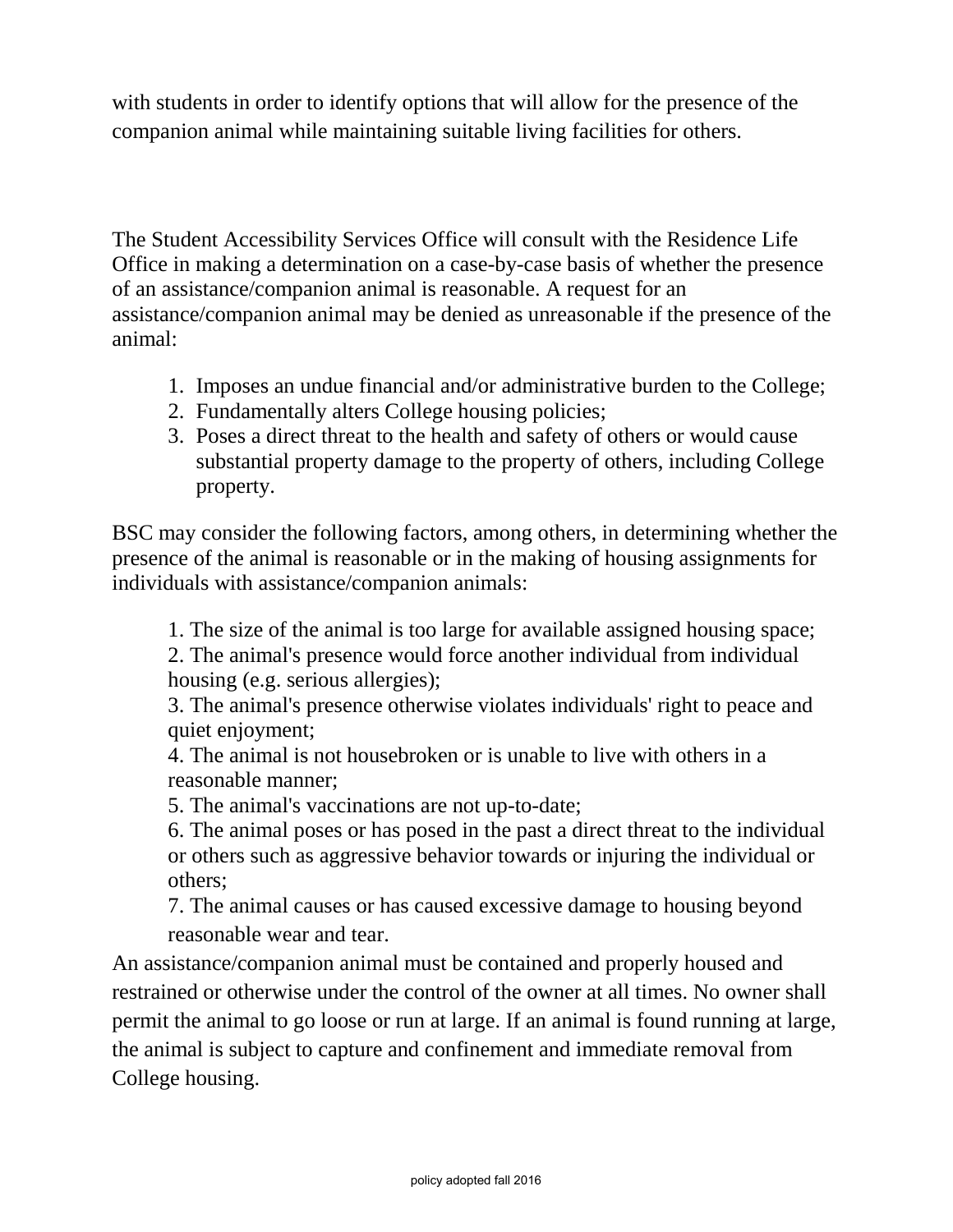with students in order to identify options that will allow for the presence of the companion animal while maintaining suitable living facilities for others.

The Student Accessibility Services Office will consult with the Residence Life Office in making a determination on a case-by-case basis of whether the presence of an assistance/companion animal is reasonable. A request for an assistance/companion animal may be denied as unreasonable if the presence of the animal:

1. Imposes an undue financial and/or administrative burden to the College;
2. Fundamentally alters College housing policies;
3. Poses a direct threat to the health and safety of others or would cause substantial property damage to the property of others, including College property.

BSC may consider the following factors, among others, in determining whether the presence of the animal is reasonable or in the making of housing assignments for individuals with assistance/companion animals:

1. The size of the animal is too large for available assigned housing space;
2. The animal's presence would force another individual from individual housing (e.g. serious allergies);
3. The animal's presence otherwise violates individuals' right to peace and quiet enjoyment;
4. The animal is not housebroken or is unable to live with others in a reasonable manner;
5. The animal's vaccinations are not up-to-date;
6. The animal poses or has posed in the past a direct threat to the individual or others such as aggressive behavior towards or injuring the individual or others;
7. The animal causes or has caused excessive damage to housing beyond reasonable wear and tear.

An assistance/companion animal must be contained and properly housed and restrained or otherwise under the control of the owner at all times. No owner shall permit the animal to go loose or run at large. If an animal is found running at large, the animal is subject to capture and confinement and immediate removal from College housing.

policy adopted fall 2016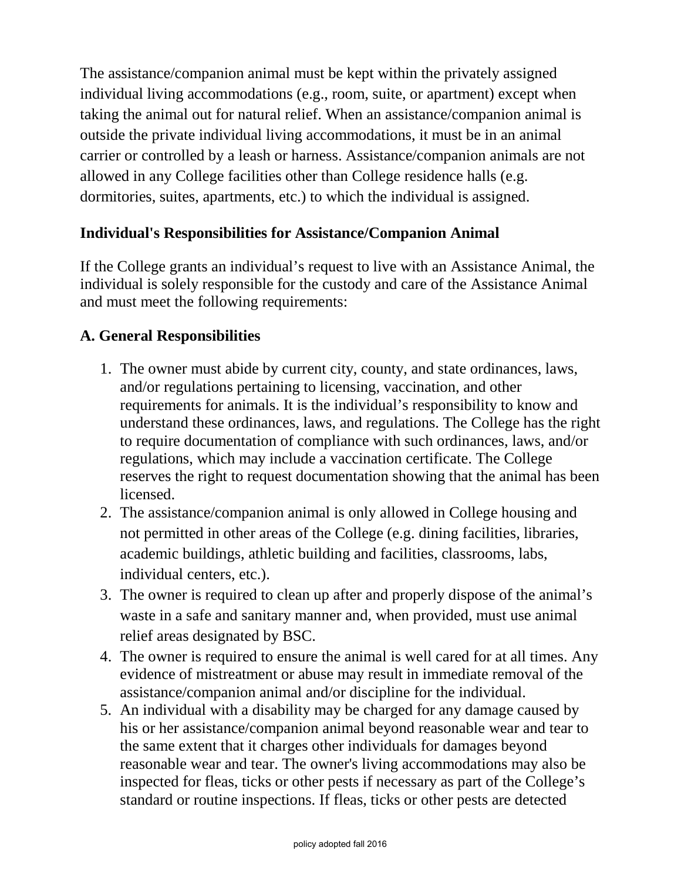The assistance/companion animal must be kept within the privately assigned individual living accommodations (e.g., room, suite, or apartment) except when taking the animal out for natural relief. When an assistance/companion animal is outside the private individual living accommodations, it must be in an animal carrier or controlled by a leash or harness. Assistance/companion animals are not allowed in any College facilities other than College residence halls (e.g. dormitories, suites, apartments, etc.) to which the individual is assigned.

### Individual's Responsibilities for Assistance/Companion Animal

If the College grants an individual's request to live with an Assistance Animal, the individual is solely responsible for the custody and care of the Assistance Animal and must meet the following requirements:

### A. General Responsibilities

1. The owner must abide by current city, county, and state ordinances, laws, and/or regulations pertaining to licensing, vaccination, and other requirements for animals. It is the individual's responsibility to know and understand these ordinances, laws, and regulations. The College has the right to require documentation of compliance with such ordinances, laws, and/or regulations, which may include a vaccination certificate. The College reserves the right to request documentation showing that the animal has been licensed.
2. The assistance/companion animal is only allowed in College housing and not permitted in other areas of the College (e.g. dining facilities, libraries, academic buildings, athletic building and facilities, classrooms, labs, individual centers, etc.).
3. The owner is required to clean up after and properly dispose of the animal's waste in a safe and sanitary manner and, when provided, must use animal relief areas designated by BSC.
4. The owner is required to ensure the animal is well cared for at all times. Any evidence of mistreatment or abuse may result in immediate removal of the assistance/companion animal and/or discipline for the individual.
5. An individual with a disability may be charged for any damage caused by his or her assistance/companion animal beyond reasonable wear and tear to the same extent that it charges other individuals for damages beyond reasonable wear and tear. The owner's living accommodations may also be inspected for fleas, ticks or other pests if necessary as part of the College's standard or routine inspections. If fleas, ticks or other pests are detected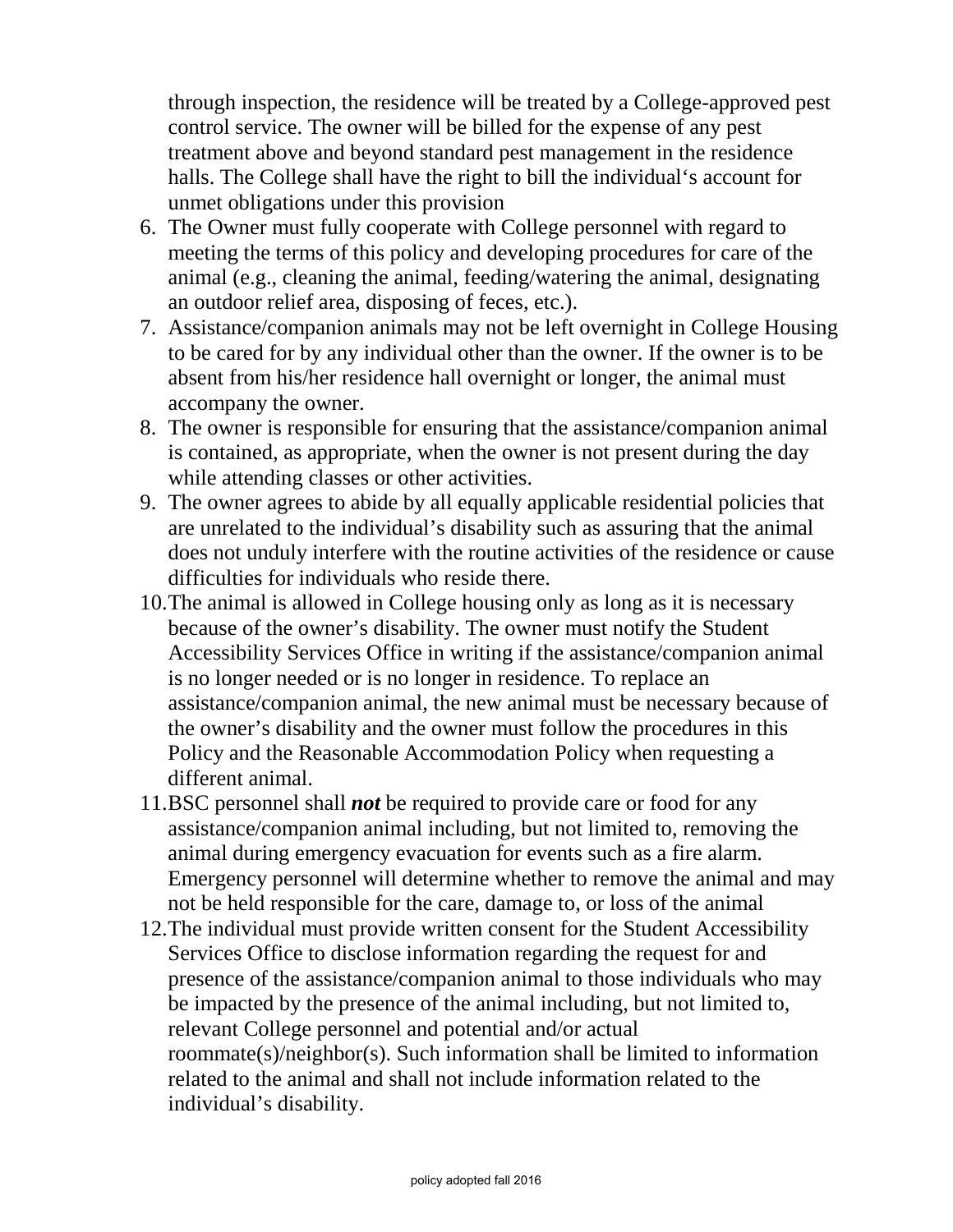through inspection, the residence will be treated by a College-approved pest control service. The owner will be billed for the expense of any pest treatment above and beyond standard pest management in the residence halls. The College shall have the right to bill the individual's account for unmet obligations under this provision

6. The Owner must fully cooperate with College personnel with regard to meeting the terms of this policy and developing procedures for care of the animal (e.g., cleaning the animal, feeding/watering the animal, designating an outdoor relief area, disposing of feces, etc.).
7. Assistance/companion animals may not be left overnight in College Housing to be cared for by any individual other than the owner. If the owner is to be absent from his/her residence hall overnight or longer, the animal must accompany the owner.
8. The owner is responsible for ensuring that the assistance/companion animal is contained, as appropriate, when the owner is not present during the day while attending classes or other activities.
9. The owner agrees to abide by all equally applicable residential policies that are unrelated to the individual's disability such as assuring that the animal does not unduly interfere with the routine activities of the residence or cause difficulties for individuals who reside there.
10. The animal is allowed in College housing only as long as it is necessary because of the owner's disability. The owner must notify the Student Accessibility Services Office in writing if the assistance/companion animal is no longer needed or is no longer in residence. To replace an assistance/companion animal, the new animal must be necessary because of the owner's disability and the owner must follow the procedures in this Policy and the Reasonable Accommodation Policy when requesting a different animal.
11. BSC personnel shall ***not*** be required to provide care or food for any assistance/companion animal including, but not limited to, removing the animal during emergency evacuation for events such as a fire alarm. Emergency personnel will determine whether to remove the animal and may not be held responsible for the care, damage to, or loss of the animal
12. The individual must provide written consent for the Student Accessibility Services Office to disclose information regarding the request for and presence of the assistance/companion animal to those individuals who may be impacted by the presence of the animal including, but not limited to, relevant College personnel and potential and/or actual roommate(s)/neighbor(s). Such information shall be limited to information related to the animal and shall not include information related to the individual's disability.

policy adopted fall 2016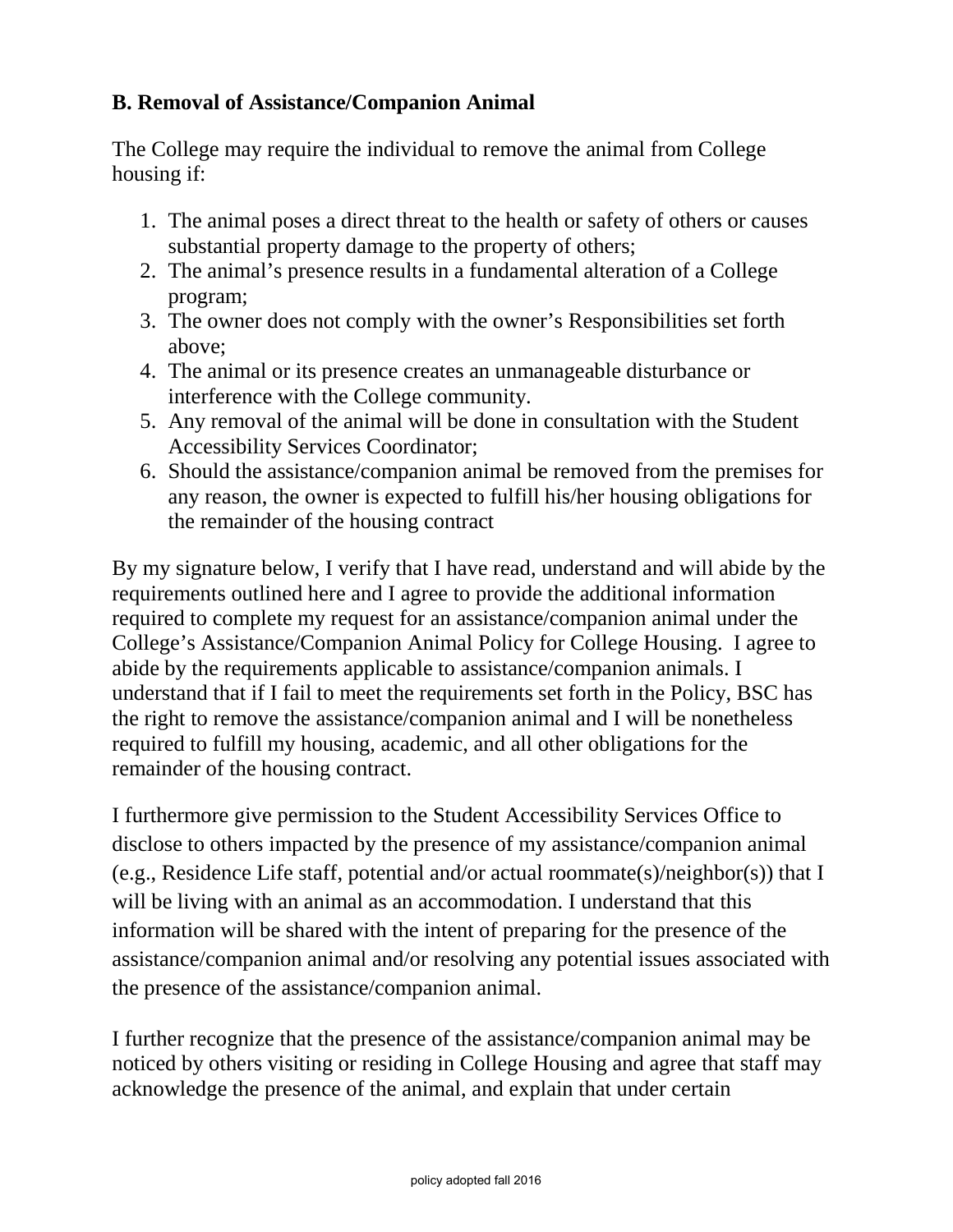### B. Removal of Assistance/Companion Animal

The College may require the individual to remove the animal from College housing if:

1. The animal poses a direct threat to the health or safety of others or causes substantial property damage to the property of others;
2. The animal's presence results in a fundamental alteration of a College program;
3. The owner does not comply with the owner's Responsibilities set forth above;
4. The animal or its presence creates an unmanageable disturbance or interference with the College community.
5. Any removal of the animal will be done in consultation with the Student Accessibility Services Coordinator;
6. Should the assistance/companion animal be removed from the premises for any reason, the owner is expected to fulfill his/her housing obligations for the remainder of the housing contract

By my signature below, I verify that I have read, understand and will abide by the requirements outlined here and I agree to provide the additional information required to complete my request for an assistance/companion animal under the College's Assistance/Companion Animal Policy for College Housing. I agree to abide by the requirements applicable to assistance/companion animals. I understand that if I fail to meet the requirements set forth in the Policy, BSC has the right to remove the assistance/companion animal and I will be nonetheless required to fulfill my housing, academic, and all other obligations for the remainder of the housing contract.

I furthermore give permission to the Student Accessibility Services Office to disclose to others impacted by the presence of my assistance/companion animal (e.g., Residence Life staff, potential and/or actual roommate(s)/neighbor(s)) that I will be living with an animal as an accommodation. I understand that this information will be shared with the intent of preparing for the presence of the assistance/companion animal and/or resolving any potential issues associated with the presence of the assistance/companion animal.

I further recognize that the presence of the assistance/companion animal may be noticed by others visiting or residing in College Housing and agree that staff may acknowledge the presence of the animal, and explain that under certain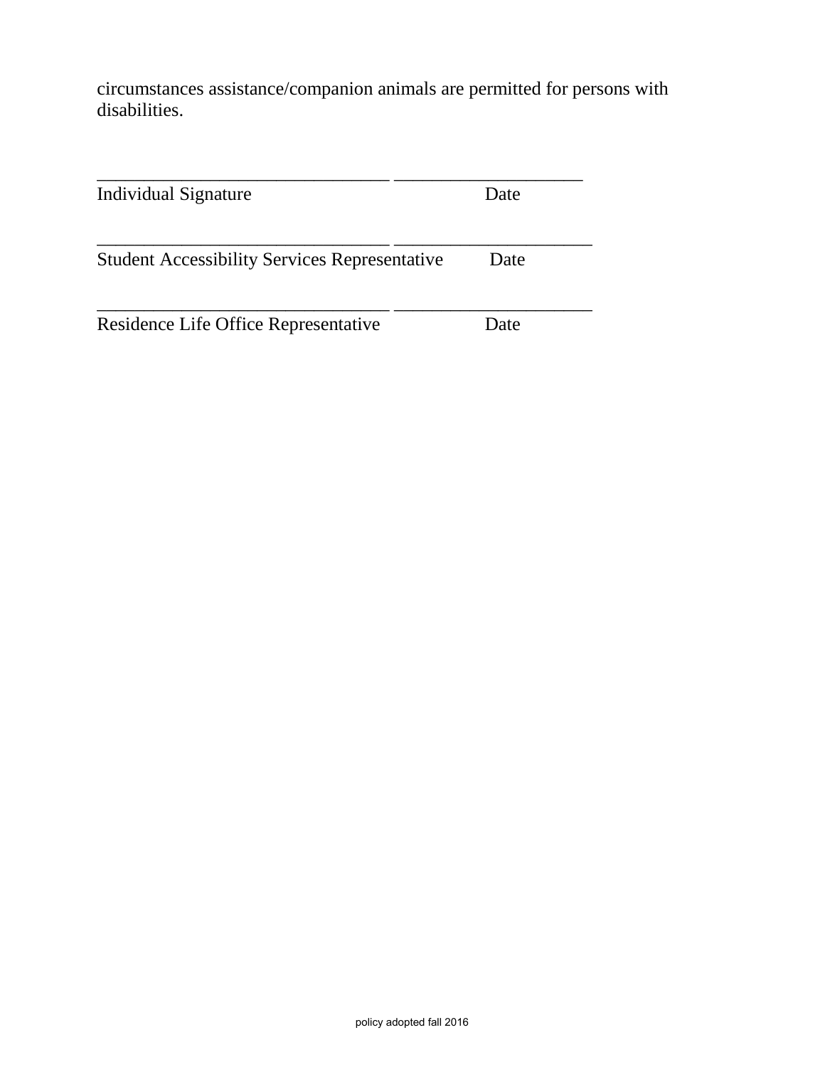circumstances assistance/companion animals are permitted for persons with disabilities.

________________________________ ____________________
Individual Signature Date

________________________________ _____________________
Student Accessibility Services Representative Date

________________________________ _____________________
Residence Life Office Representative Date

policy adopted fall 2016